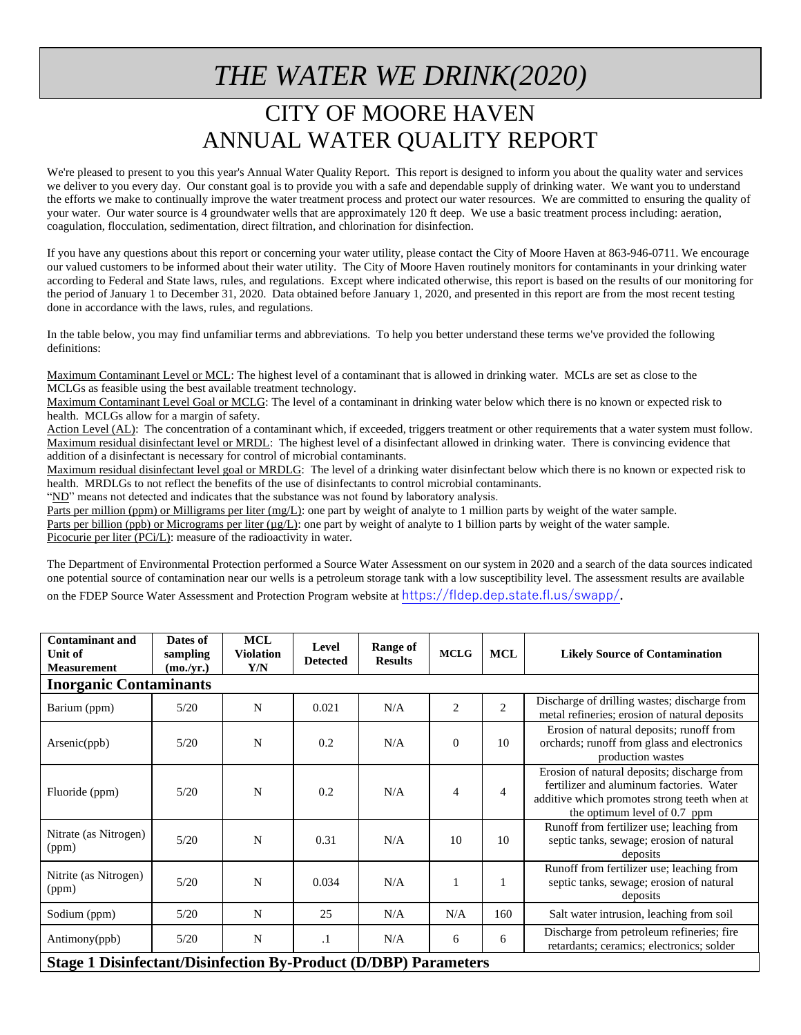# *THE WATER WE DRINK(2020)*

## CITY OF MOORE HAVEN
## ANNUAL WATER QUALITY REPORT

We're pleased to present to you this year's Annual Water Quality Report. This report is designed to inform you about the quality water and services we deliver to you every day. Our constant goal is to provide you with a safe and dependable supply of drinking water. We want you to understand the efforts we make to continually improve the water treatment process and protect our water resources. We are committed to ensuring the quality of your water. Our water source is 4 groundwater wells that are approximately 120 ft deep. We use a basic treatment process including: aeration, coagulation, flocculation, sedimentation, direct filtration, and chlorination for disinfection.

If you have any questions about this report or concerning your water utility, please contact the City of Moore Haven at 863-946-0711. We encourage our valued customers to be informed about their water utility. The City of Moore Haven routinely monitors for contaminants in your drinking water according to Federal and State laws, rules, and regulations. Except where indicated otherwise, this report is based on the results of our monitoring for the period of January 1 to December 31, 2020. Data obtained before January 1, 2020, and presented in this report are from the most recent testing done in accordance with the laws, rules, and regulations.

In the table below, you may find unfamiliar terms and abbreviations. To help you better understand these terms we've provided the following definitions:

Maximum Contaminant Level or MCL: The highest level of a contaminant that is allowed in drinking water. MCLs are set as close to the MCLGs as feasible using the best available treatment technology.
Maximum Contaminant Level Goal or MCLG: The level of a contaminant in drinking water below which there is no known or expected risk to health. MCLGs allow for a margin of safety.
Action Level (AL): The concentration of a contaminant which, if exceeded, triggers treatment or other requirements that a water system must follow.
Maximum residual disinfectant level or MRDL: The highest level of a disinfectant allowed in drinking water. There is convincing evidence that addition of a disinfectant is necessary for control of microbial contaminants.
Maximum residual disinfectant level goal or MRDLG: The level of a drinking water disinfectant below which there is no known or expected risk to health. MRDLGs to not reflect the benefits of the use of disinfectants to control microbial contaminants.
"ND" means not detected and indicates that the substance was not found by laboratory analysis.
Parts per million (ppm) or Milligrams per liter (mg/L): one part by weight of analyte to 1 million parts by weight of the water sample.
Parts per billion (ppb) or Micrograms per liter (µg/L): one part by weight of analyte to 1 billion parts by weight of the water sample.
Picocurie per liter (PCi/L): measure of the radioactivity in water.

The Department of Environmental Protection performed a Source Water Assessment on our system in 2020 and a search of the data sources indicated one potential source of contamination near our wells is a petroleum storage tank with a low susceptibility level. The assessment results are available on the FDEP Source Water Assessment and Protection Program website at https://fldep.dep.state.fl.us/swapp/.

| Contaminant and Unit of Measurement | Dates of sampling (mo./yr.) | MCL Violation Y/N | Level Detected | Range of Results | MCLG | MCL | Likely Source of Contamination |
|---|---|---|---|---|---|---|---|
| **Inorganic Contaminants** | | | | | | | |
| Barium (ppm) | 5/20 | N | 0.021 | N/A | 2 | 2 | Discharge of drilling wastes; discharge from metal refineries; erosion of natural deposits |
| Arsenic(ppb) | 5/20 | N | 0.2 | N/A | 0 | 10 | Erosion of natural deposits; runoff from orchards; runoff from glass and electronics production wastes |
| Fluoride (ppm) | 5/20 | N | 0.2 | N/A | 4 | 4 | Erosion of natural deposits; discharge from fertilizer and aluminum factories. Water additive which promotes strong teeth when at the optimum level of 0.7 ppm |
| Nitrate (as Nitrogen) (ppm) | 5/20 | N | 0.31 | N/A | 10 | 10 | Runoff from fertilizer use; leaching from septic tanks, sewage; erosion of natural deposits |
| Nitrite (as Nitrogen) (ppm) | 5/20 | N | 0.034 | N/A | 1 | 1 | Runoff from fertilizer use; leaching from septic tanks, sewage; erosion of natural deposits |
| Sodium (ppm) | 5/20 | N | 25 | N/A | N/A | 160 | Salt water intrusion, leaching from soil |
| Antimony(ppb) | 5/20 | N | .1 | N/A | 6 | 6 | Discharge from petroleum refineries; fire retardants; ceramics; electronics; solder |
| **Stage 1 Disinfectant/Disinfection By-Product (D/DBP) Parameters** | | | | | | | |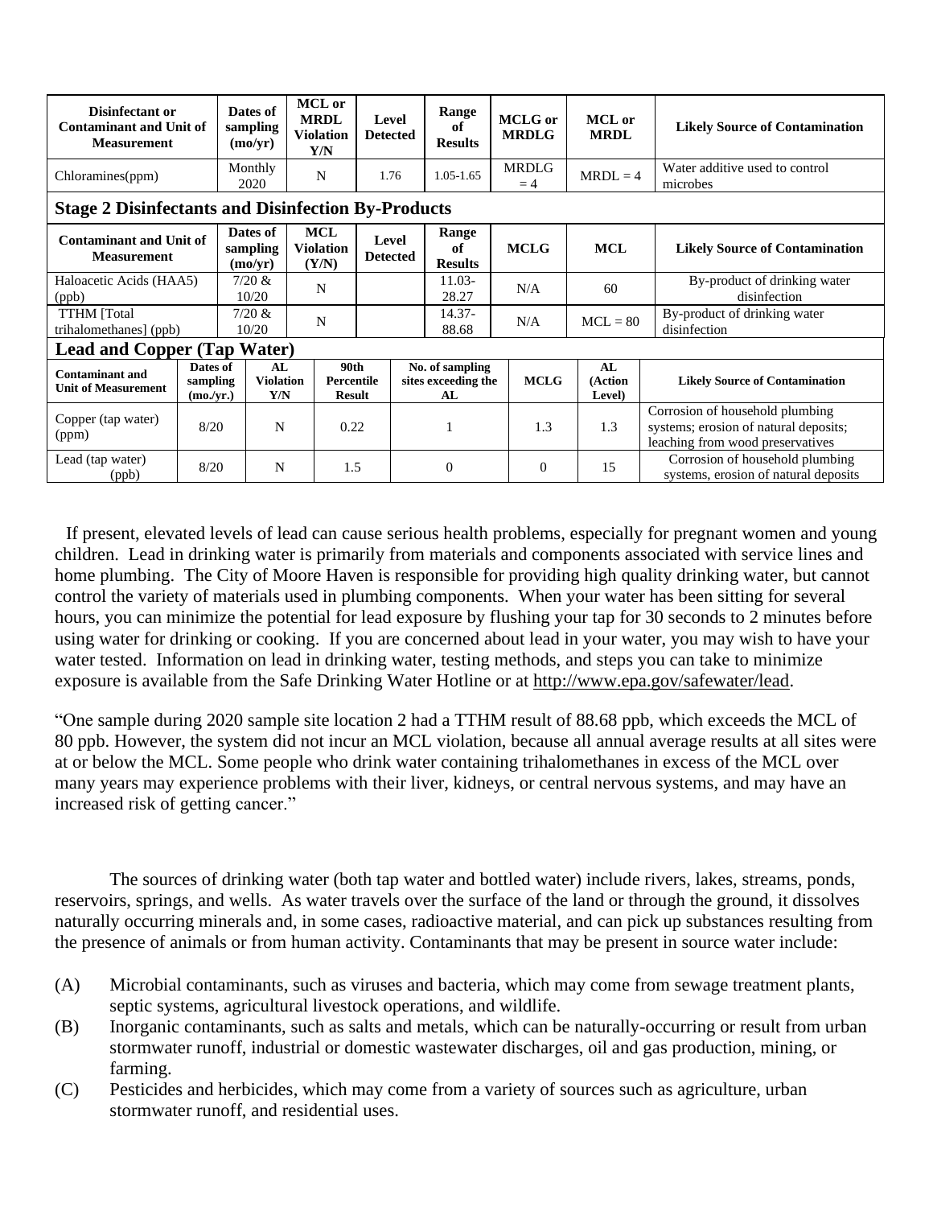| Disinfectant or Contaminant and Unit of Measurement | Dates of sampling (mo/yr) | MCL or MRDL Violation Y/N | Level Detected | Range of Results | MCLG or MRDLG | MCL or MRDL | Likely Source of Contamination |
|---|---|---|---|---|---|---|---|
| Chloramines(ppm) | Monthly 2020 | N | 1.76 | 1.05-1.65 | MRDLG = 4 | MRDL = 4 | Water additive used to control microbes |

## Stage 2 Disinfectants and Disinfection By-Products

| Contaminant and Unit of Measurement | Dates of sampling (mo/yr) | MCL Violation (Y/N) | Level Detected | Range of Results | MCLG | MCL | Likely Source of Contamination |
|---|---|---|---|---|---|---|---|
| Haloacetic Acids (HAA5) (ppb) | 7/20 & 10/20 | N | | 11.03-28.27 | N/A | 60 | By-product of drinking water disinfection |
| TTHM [Total trihalomethanes] (ppb) | 7/20 & 10/20 | N | | 14.37-88.68 | N/A | MCL = 80 | By-product of drinking water disinfection |

## Lead and Copper (Tap Water)

| Contaminant and Unit of Measurement | Dates of sampling (mo./yr.) | AL Violation Y/N | 90th Percentile Result | No. of sampling sites exceeding the AL | MCLG | AL (Action Level) | Likely Source of Contamination |
|---|---|---|---|---|---|---|---|
| Copper (tap water) (ppm) | 8/20 | N | 0.22 | 1 | 1.3 | 1.3 | Corrosion of household plumbing systems; erosion of natural deposits; leaching from wood preservatives |
| Lead (tap water) (ppb) | 8/20 | N | 1.5 | 0 | 0 | 15 | Corrosion of household plumbing systems, erosion of natural deposits |

If present, elevated levels of lead can cause serious health problems, especially for pregnant women and young children. Lead in drinking water is primarily from materials and components associated with service lines and home plumbing. The City of Moore Haven is responsible for providing high quality drinking water, but cannot control the variety of materials used in plumbing components. When your water has been sitting for several hours, you can minimize the potential for lead exposure by flushing your tap for 30 seconds to 2 minutes before using water for drinking or cooking. If you are concerned about lead in your water, you may wish to have your water tested. Information on lead in drinking water, testing methods, and steps you can take to minimize exposure is available from the Safe Drinking Water Hotline or at http://www.epa.gov/safewater/lead.

"One sample during 2020 sample site location 2 had a TTHM result of 88.68 ppb, which exceeds the MCL of 80 ppb. However, the system did not incur an MCL violation, because all annual average results at all sites were at or below the MCL. Some people who drink water containing trihalomethanes in excess of the MCL over many years may experience problems with their liver, kidneys, or central nervous systems, and may have an increased risk of getting cancer."

The sources of drinking water (both tap water and bottled water) include rivers, lakes, streams, ponds, reservoirs, springs, and wells. As water travels over the surface of the land or through the ground, it dissolves naturally occurring minerals and, in some cases, radioactive material, and can pick up substances resulting from the presence of animals or from human activity. Contaminants that may be present in source water include:

(A) Microbial contaminants, such as viruses and bacteria, which may come from sewage treatment plants, septic systems, agricultural livestock operations, and wildlife.

(B) Inorganic contaminants, such as salts and metals, which can be naturally-occurring or result from urban stormwater runoff, industrial or domestic wastewater discharges, oil and gas production, mining, or farming.

(C) Pesticides and herbicides, which may come from a variety of sources such as agriculture, urban stormwater runoff, and residential uses.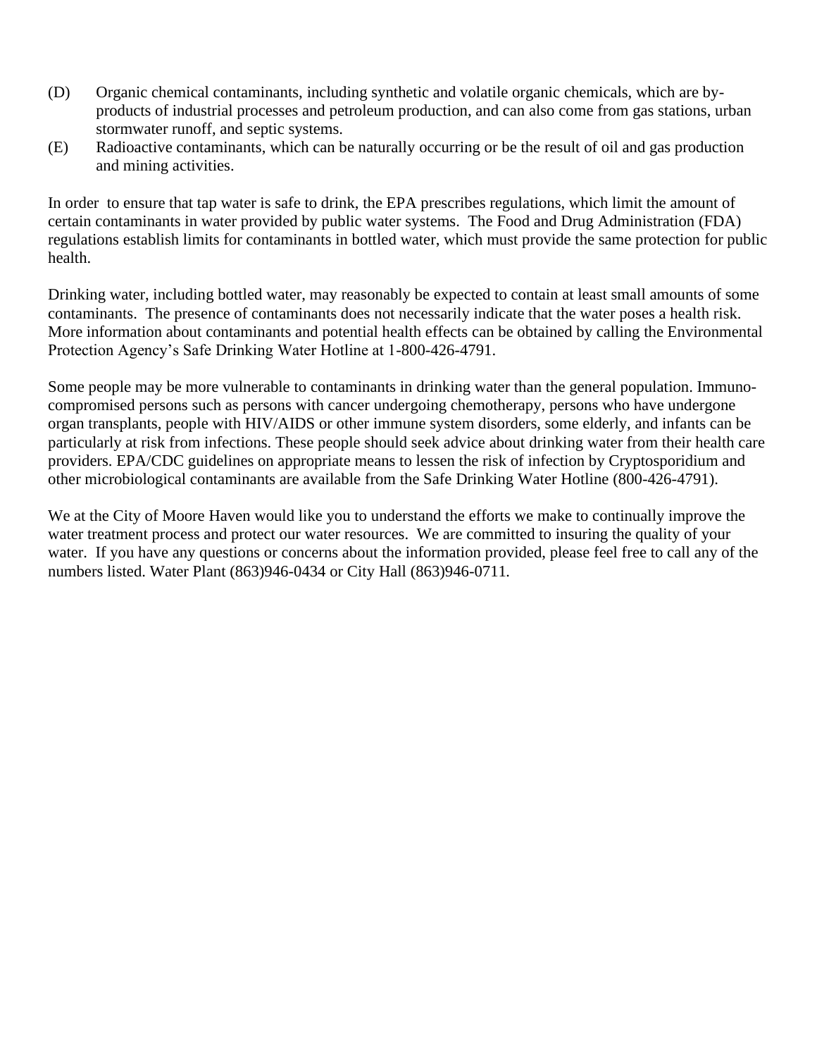(D) Organic chemical contaminants, including synthetic and volatile organic chemicals, which are by-products of industrial processes and petroleum production, and can also come from gas stations, urban stormwater runoff, and septic systems.

(E) Radioactive contaminants, which can be naturally occurring or be the result of oil and gas production and mining activities.

In order to ensure that tap water is safe to drink, the EPA prescribes regulations, which limit the amount of certain contaminants in water provided by public water systems. The Food and Drug Administration (FDA) regulations establish limits for contaminants in bottled water, which must provide the same protection for public health.

Drinking water, including bottled water, may reasonably be expected to contain at least small amounts of some contaminants. The presence of contaminants does not necessarily indicate that the water poses a health risk. More information about contaminants and potential health effects can be obtained by calling the Environmental Protection Agency's Safe Drinking Water Hotline at 1-800-426-4791.

Some people may be more vulnerable to contaminants in drinking water than the general population. Immuno-compromised persons such as persons with cancer undergoing chemotherapy, persons who have undergone organ transplants, people with HIV/AIDS or other immune system disorders, some elderly, and infants can be particularly at risk from infections. These people should seek advice about drinking water from their health care providers. EPA/CDC guidelines on appropriate means to lessen the risk of infection by Cryptosporidium and other microbiological contaminants are available from the Safe Drinking Water Hotline (800-426-4791).

We at the City of Moore Haven would like you to understand the efforts we make to continually improve the water treatment process and protect our water resources. We are committed to insuring the quality of your water. If you have any questions or concerns about the information provided, please feel free to call any of the numbers listed. Water Plant (863)946-0434 or City Hall (863)946-0711.